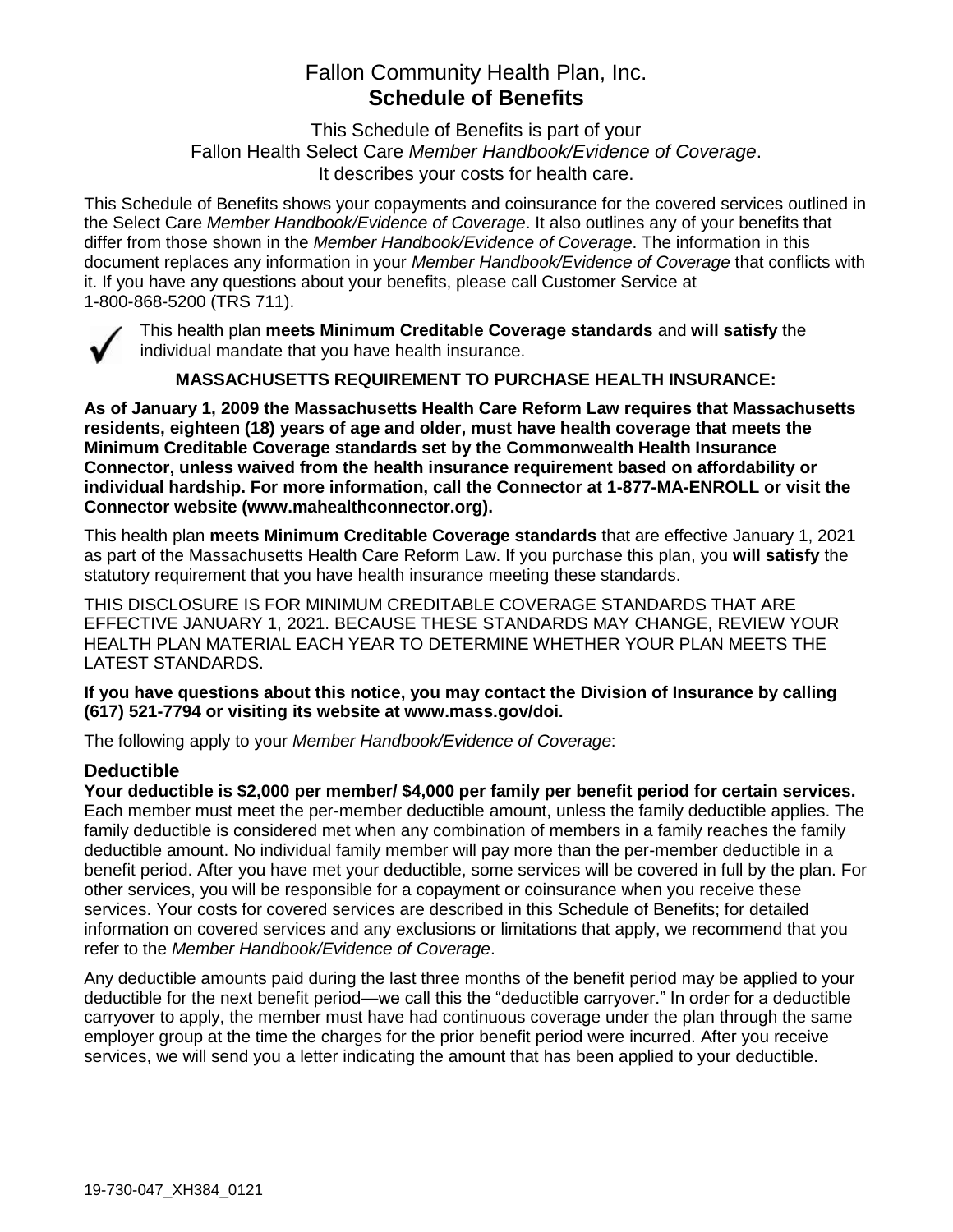# Fallon Community Health Plan, Inc.
# **Schedule of Benefits**

This Schedule of Benefits is part of your
Fallon Health Select Care *Member Handbook/Evidence of Coverage*.
It describes your costs for health care.

This Schedule of Benefits shows your copayments and coinsurance for the covered services outlined in the Select Care *Member Handbook/Evidence of Coverage*. It also outlines any of your benefits that differ from those shown in the *Member Handbook/Evidence of Coverage*. The information in this document replaces any information in your *Member Handbook/Evidence of Coverage* that conflicts with it. If you have any questions about your benefits, please call Customer Service at 1-800-868-5200 (TRS 711).

✓ This health plan **meets Minimum Creditable Coverage standards** and **will satisfy** the individual mandate that you have health insurance.

**MASSACHUSETTS REQUIREMENT TO PURCHASE HEALTH INSURANCE:**

**As of January 1, 2009 the Massachusetts Health Care Reform Law requires that Massachusetts residents, eighteen (18) years of age and older, must have health coverage that meets the Minimum Creditable Coverage standards set by the Commonwealth Health Insurance Connector, unless waived from the health insurance requirement based on affordability or individual hardship. For more information, call the Connector at 1-877-MA-ENROLL or visit the Connector website (www.mahealthconnector.org).**

This health plan **meets Minimum Creditable Coverage standards** that are effective January 1, 2021 as part of the Massachusetts Health Care Reform Law. If you purchase this plan, you **will satisfy** the statutory requirement that you have health insurance meeting these standards.

THIS DISCLOSURE IS FOR MINIMUM CREDITABLE COVERAGE STANDARDS THAT ARE EFFECTIVE JANUARY 1, 2021. BECAUSE THESE STANDARDS MAY CHANGE, REVIEW YOUR HEALTH PLAN MATERIAL EACH YEAR TO DETERMINE WHETHER YOUR PLAN MEETS THE LATEST STANDARDS.

**If you have questions about this notice, you may contact the Division of Insurance by calling (617) 521-7794 or visiting its website at www.mass.gov/doi.**

The following apply to your *Member Handbook/Evidence of Coverage*:

## Deductible

**Your deductible is $2,000 per member/ $4,000 per family per benefit period for certain services.** Each member must meet the per-member deductible amount, unless the family deductible applies. The family deductible is considered met when any combination of members in a family reaches the family deductible amount. No individual family member will pay more than the per-member deductible in a benefit period. After you have met your deductible, some services will be covered in full by the plan. For other services, you will be responsible for a copayment or coinsurance when you receive these services. Your costs for covered services are described in this Schedule of Benefits; for detailed information on covered services and any exclusions or limitations that apply, we recommend that you refer to the *Member Handbook/Evidence of Coverage*.

Any deductible amounts paid during the last three months of the benefit period may be applied to your deductible for the next benefit period—we call this the "deductible carryover." In order for a deductible carryover to apply, the member must have had continuous coverage under the plan through the same employer group at the time the charges for the prior benefit period were incurred. After you receive services, we will send you a letter indicating the amount that has been applied to your deductible.

19-730-047_XH384_0121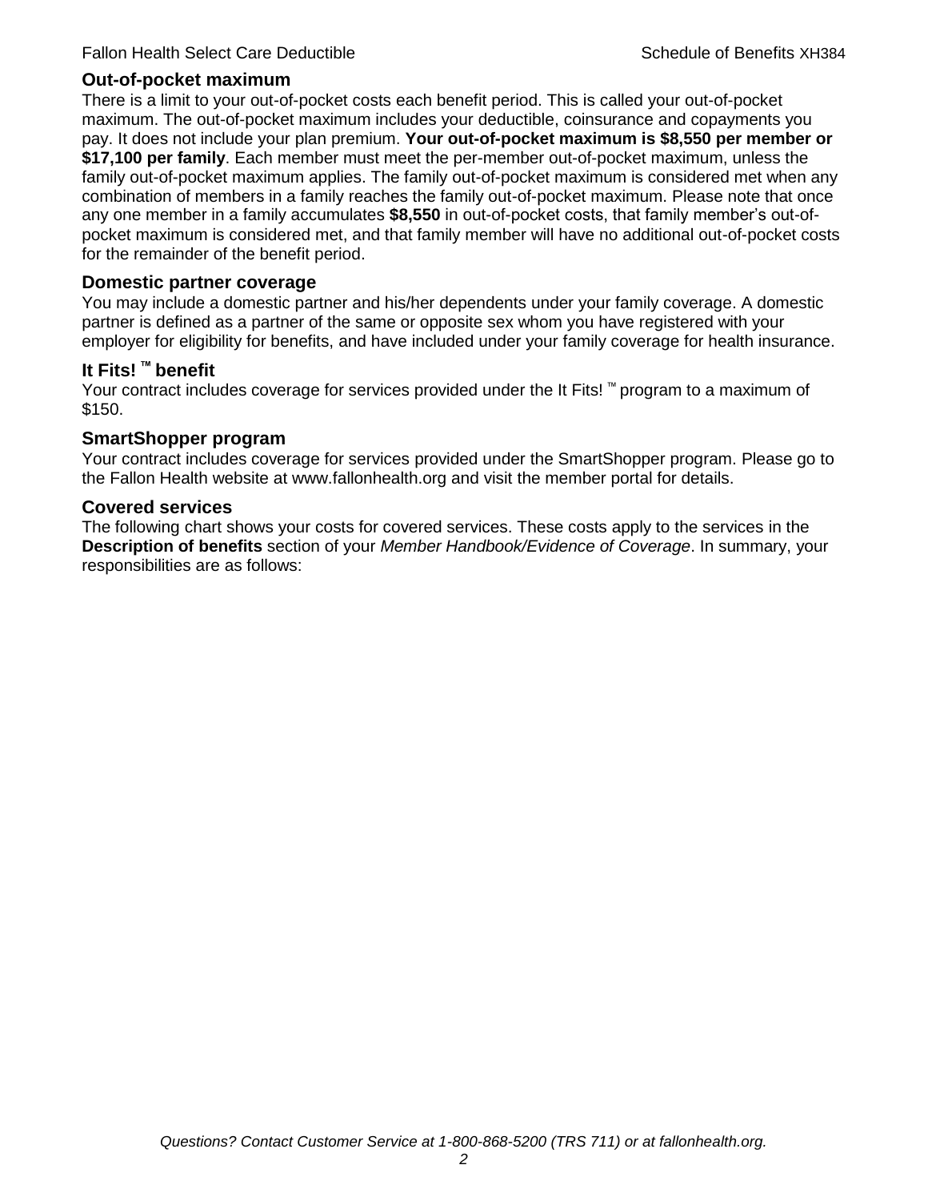## Out-of-pocket maximum

There is a limit to your out-of-pocket costs each benefit period. This is called your out-of-pocket maximum. The out-of-pocket maximum includes your deductible, coinsurance and copayments you pay. It does not include your plan premium. **Your out-of-pocket maximum is $8,550 per member or $17,100 per family**. Each member must meet the per-member out-of-pocket maximum, unless the family out-of-pocket maximum applies. The family out-of-pocket maximum is considered met when any combination of members in a family reaches the family out-of-pocket maximum. Please note that once any one member in a family accumulates **$8,550** in out-of-pocket costs, that family member's out-of-pocket maximum is considered met, and that family member will have no additional out-of-pocket costs for the remainder of the benefit period.

## Domestic partner coverage

You may include a domestic partner and his/her dependents under your family coverage. A domestic partner is defined as a partner of the same or opposite sex whom you have registered with your employer for eligibility for benefits, and have included under your family coverage for health insurance.

## It Fits! ™ benefit

Your contract includes coverage for services provided under the It Fits! ™ program to a maximum of $150.

## SmartShopper program

Your contract includes coverage for services provided under the SmartShopper program. Please go to the Fallon Health website at www.fallonhealth.org and visit the member portal for details.

## Covered services

The following chart shows your costs for covered services. These costs apply to the services in the **Description of benefits** section of your *Member Handbook/Evidence of Coverage*. In summary, your responsibilities are as follows: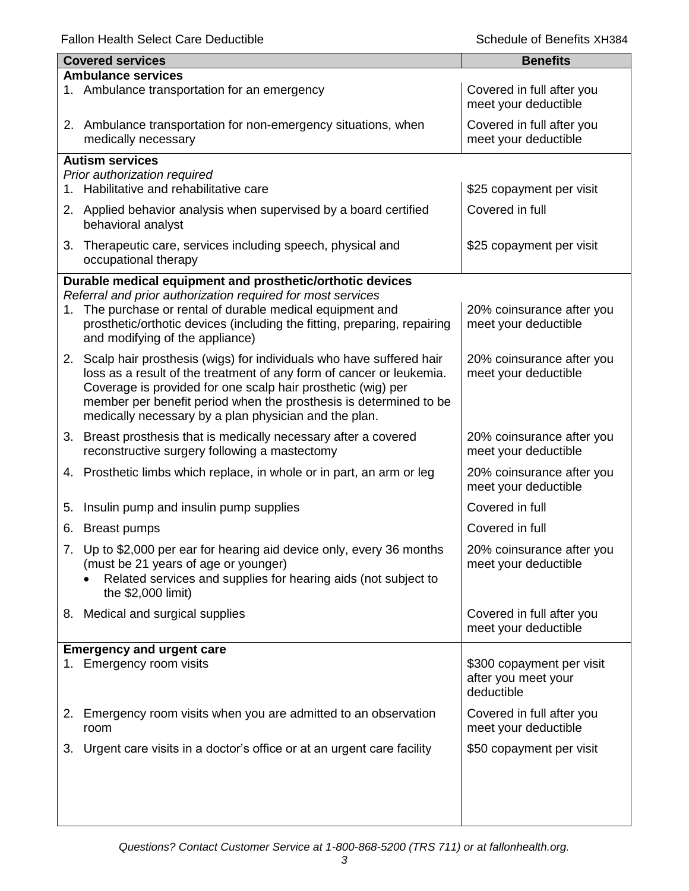| Covered services | Benefits |
|---|---|
| **Ambulance services** | |
| 1. Ambulance transportation for an emergency | Covered in full after you meet your deductible |
| 2. Ambulance transportation for non-emergency situations, when medically necessary | Covered in full after you meet your deductible |
| **Autism services**<br>*Prior authorization required* | |
| 1. Habilitative and rehabilitative care | \$25 copayment per visit |
| 2. Applied behavior analysis when supervised by a board certified behavioral analyst | Covered in full |
| 3. Therapeutic care, services including speech, physical and occupational therapy | \$25 copayment per visit |
| **Durable medical equipment and prosthetic/orthotic devices**<br>*Referral and prior authorization required for most services* | |
| 1. The purchase or rental of durable medical equipment and prosthetic/orthotic devices (including the fitting, preparing, repairing and modifying of the appliance) | 20% coinsurance after you meet your deductible |
| 2. Scalp hair prosthesis (wigs) for individuals who have suffered hair loss as a result of the treatment of any form of cancer or leukemia. Coverage is provided for one scalp hair prosthetic (wig) per member per benefit period when the prosthesis is determined to be medically necessary by a plan physician and the plan. | 20% coinsurance after you meet your deductible |
| 3. Breast prosthesis that is medically necessary after a covered reconstructive surgery following a mastectomy | 20% coinsurance after you meet your deductible |
| 4. Prosthetic limbs which replace, in whole or in part, an arm or leg | 20% coinsurance after you meet your deductible |
| 5. Insulin pump and insulin pump supplies | Covered in full |
| 6. Breast pumps | Covered in full |
| 7. Up to \$2,000 per ear for hearing aid device only, every 36 months (must be 21 years of age or younger)<br>• Related services and supplies for hearing aids (not subject to the \$2,000 limit) | 20% coinsurance after you meet your deductible |
| 8. Medical and surgical supplies | Covered in full after you meet your deductible |
| **Emergency and urgent care** | |
| 1. Emergency room visits | \$300 copayment per visit after you meet your deductible |
| 2. Emergency room visits when you are admitted to an observation room | Covered in full after you meet your deductible |
| 3. Urgent care visits in a doctor's office or at an urgent care facility | \$50 copayment per visit |

*Questions? Contact Customer Service at 1-800-868-5200 (TRS 711) or at fallonhealth.org.*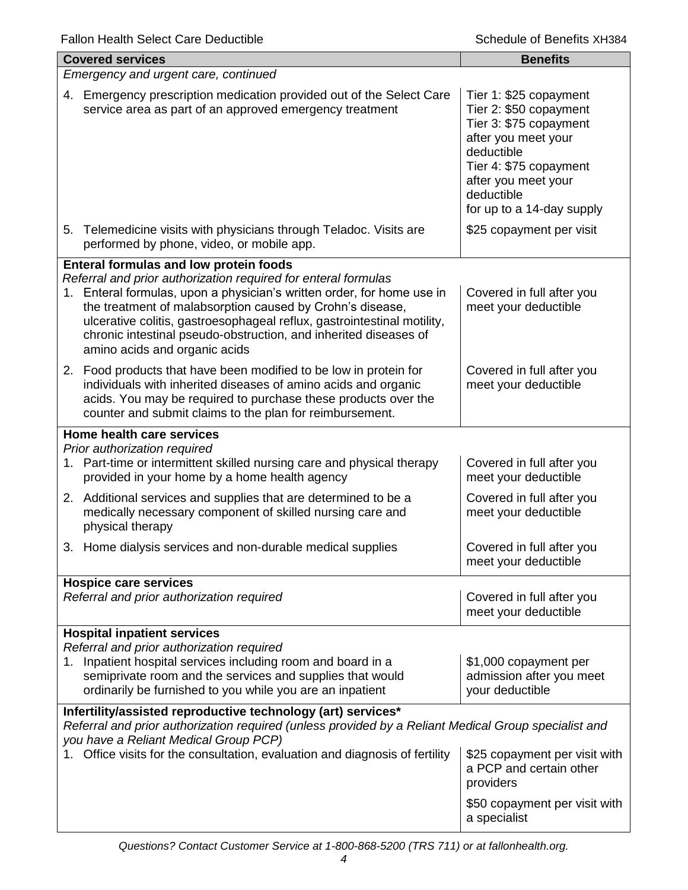| Covered services | Benefits |
|---|---|
| *Emergency and urgent care, continued* | |
| 4. Emergency prescription medication provided out of the Select Care service area as part of an approved emergency treatment | Tier 1: $25 copayment<br>Tier 2: $50 copayment<br>Tier 3: $75 copayment after you meet your deductible<br>Tier 4: $75 copayment after you meet your deductible<br>for up to a 14-day supply |
| 5. Telemedicine visits with physicians through Teladoc. Visits are performed by phone, video, or mobile app. | $25 copayment per visit |
| **Enteral formulas and low protein foods**<br>*Referral and prior authorization required for enteral formulas* | |
| 1. Enteral formulas, upon a physician's written order, for home use in the treatment of malabsorption caused by Crohn's disease, ulcerative colitis, gastroesophageal reflux, gastrointestinal motility, chronic intestinal pseudo-obstruction, and inherited diseases of amino acids and organic acids | Covered in full after you meet your deductible |
| 2. Food products that have been modified to be low in protein for individuals with inherited diseases of amino acids and organic acids. You may be required to purchase these products over the counter and submit claims to the plan for reimbursement. | Covered in full after you meet your deductible |
| **Home health care services**<br>*Prior authorization required* | |
| 1. Part-time or intermittent skilled nursing care and physical therapy provided in your home by a home health agency | Covered in full after you meet your deductible |
| 2. Additional services and supplies that are determined to be a medically necessary component of skilled nursing care and physical therapy | Covered in full after you meet your deductible |
| 3. Home dialysis services and non-durable medical supplies | Covered in full after you meet your deductible |
| **Hospice care services**<br>*Referral and prior authorization required* | Covered in full after you meet your deductible |
| **Hospital inpatient services**<br>*Referral and prior authorization required* | |
| 1. Inpatient hospital services including room and board in a semiprivate room and the services and supplies that would ordinarily be furnished to you while you are an inpatient | $1,000 copayment per admission after you meet your deductible |
| **Infertility/assisted reproductive technology (art) services***<br>*Referral and prior authorization required (unless provided by a Reliant Medical Group specialist and you have a Reliant Medical Group PCP)* | |
| 1. Office visits for the consultation, evaluation and diagnosis of fertility | $25 copayment per visit with a PCP and certain other providers<br><br>$50 copayment per visit with a specialist |

*Questions? Contact Customer Service at 1-800-868-5200 (TRS 711) or at fallonhealth.org.*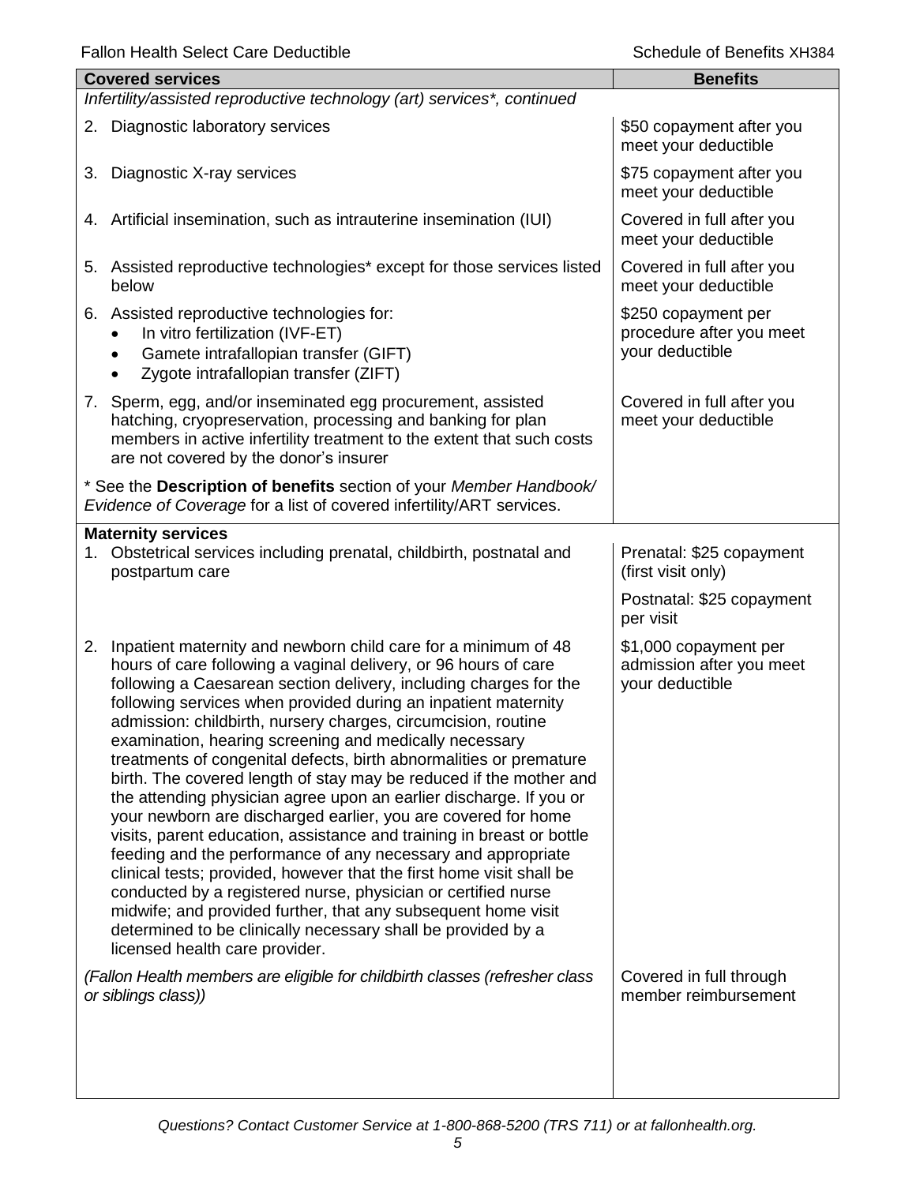| Covered services | Benefits |
| --- | --- |
| *Infertility/assisted reproductive technology (art) services*\*, continued* | |
| 2. Diagnostic laboratory services | $50 copayment after you meet your deductible |
| 3. Diagnostic X-ray services | $75 copayment after you meet your deductible |
| 4. Artificial insemination, such as intrauterine insemination (IUI) | Covered in full after you meet your deductible |
| 5. Assisted reproductive technologies* except for those services listed below | Covered in full after you meet your deductible |
| 6. Assisted reproductive technologies for: <br>• In vitro fertilization (IVF-ET) <br>• Gamete intrafallopian transfer (GIFT) <br>• Zygote intrafallopian transfer (ZIFT) | $250 copayment per procedure after you meet your deductible |
| 7. Sperm, egg, and/or inseminated egg procurement, assisted hatching, cryopreservation, processing and banking for plan members in active infertility treatment to the extent that such costs are not covered by the donor's insurer | Covered in full after you meet your deductible |
| * See the **Description of benefits** section of your *Member Handbook/ Evidence of Coverage* for a list of covered infertility/ART services. | |
| **Maternity services** <br>1. Obstetrical services including prenatal, childbirth, postnatal and postpartum care | Prenatal: $25 copayment (first visit only) <br><br>Postnatal: $25 copayment per visit |
| 2. Inpatient maternity and newborn child care for a minimum of 48 hours of care following a vaginal delivery, or 96 hours of care following a Caesarean section delivery, including charges for the following services when provided during an inpatient maternity admission: childbirth, nursery charges, circumcision, routine examination, hearing screening and medically necessary treatments of congenital defects, birth abnormalities or premature birth. The covered length of stay may be reduced if the mother and the attending physician agree upon an earlier discharge. If you or your newborn are discharged earlier, you are covered for home visits, parent education, assistance and training in breast or bottle feeding and the performance of any necessary and appropriate clinical tests; provided, however that the first home visit shall be conducted by a registered nurse, physician or certified nurse midwife; and provided further, that any subsequent home visit determined to be clinically necessary shall be provided by a licensed health care provider. | $1,000 copayment per admission after you meet your deductible |
| *(Fallon Health members are eligible for childbirth classes (refresher class or siblings class))* | Covered in full through member reimbursement |

*Questions? Contact Customer Service at 1-800-868-5200 (TRS 711) or at fallonhealth.org.*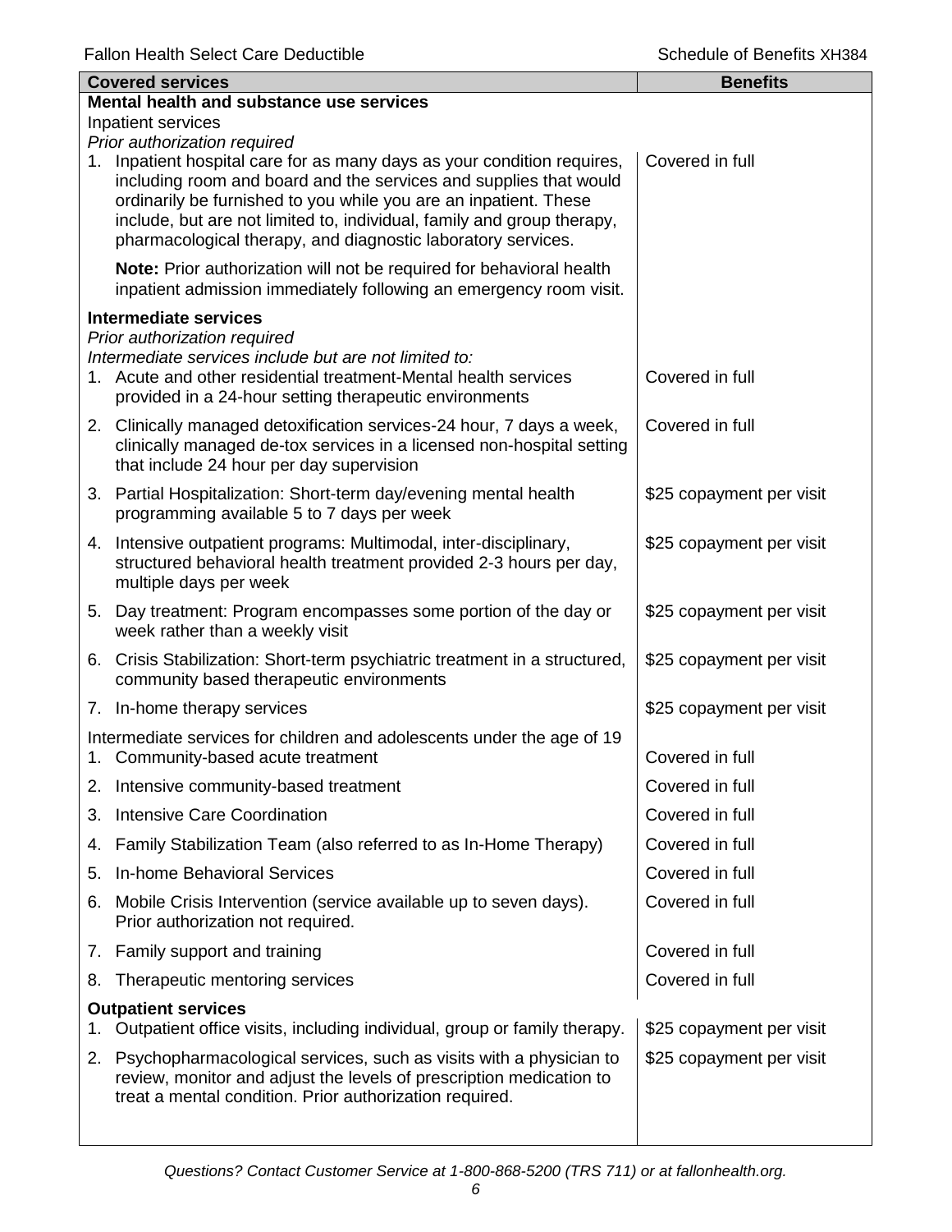| Covered services | Benefits |
|---|---|
| **Mental health and substance use services** | |
| Inpatient services | |
| *Prior authorization required* | |
| 1. Inpatient hospital care for as many days as your condition requires, including room and board and the services and supplies that would ordinarily be furnished to you while you are an inpatient. These include, but are not limited to, individual, family and group therapy, pharmacological therapy, and diagnostic laboratory services. | Covered in full |
| **Note:** Prior authorization will not be required for behavioral health inpatient admission immediately following an emergency room visit. | |
| **Intermediate services** | |
| *Prior authorization required* | |
| *Intermediate services include but are not limited to:* | |
| 1. Acute and other residential treatment-Mental health services provided in a 24-hour setting therapeutic environments | Covered in full |
| 2. Clinically managed detoxification services-24 hour, 7 days a week, clinically managed de-tox services in a licensed non-hospital setting that include 24 hour per day supervision | Covered in full |
| 3. Partial Hospitalization: Short-term day/evening mental health programming available 5 to 7 days per week | $25 copayment per visit |
| 4. Intensive outpatient programs: Multimodal, inter-disciplinary, structured behavioral health treatment provided 2-3 hours per day, multiple days per week | $25 copayment per visit |
| 5. Day treatment: Program encompasses some portion of the day or week rather than a weekly visit | $25 copayment per visit |
| 6. Crisis Stabilization: Short-term psychiatric treatment in a structured, community based therapeutic environments | $25 copayment per visit |
| 7. In-home therapy services | $25 copayment per visit |
| Intermediate services for children and adolescents under the age of 19 | |
| 1. Community-based acute treatment | Covered in full |
| 2. Intensive community-based treatment | Covered in full |
| 3. Intensive Care Coordination | Covered in full |
| 4. Family Stabilization Team (also referred to as In-Home Therapy) | Covered in full |
| 5. In-home Behavioral Services | Covered in full |
| 6. Mobile Crisis Intervention (service available up to seven days). Prior authorization not required. | Covered in full |
| 7. Family support and training | Covered in full |
| 8. Therapeutic mentoring services | Covered in full |
| **Outpatient services** | |
| 1. Outpatient office visits, including individual, group or family therapy. | $25 copayment per visit |
| 2. Psychopharmacological services, such as visits with a physician to review, monitor and adjust the levels of prescription medication to treat a mental condition. Prior authorization required. | $25 copayment per visit |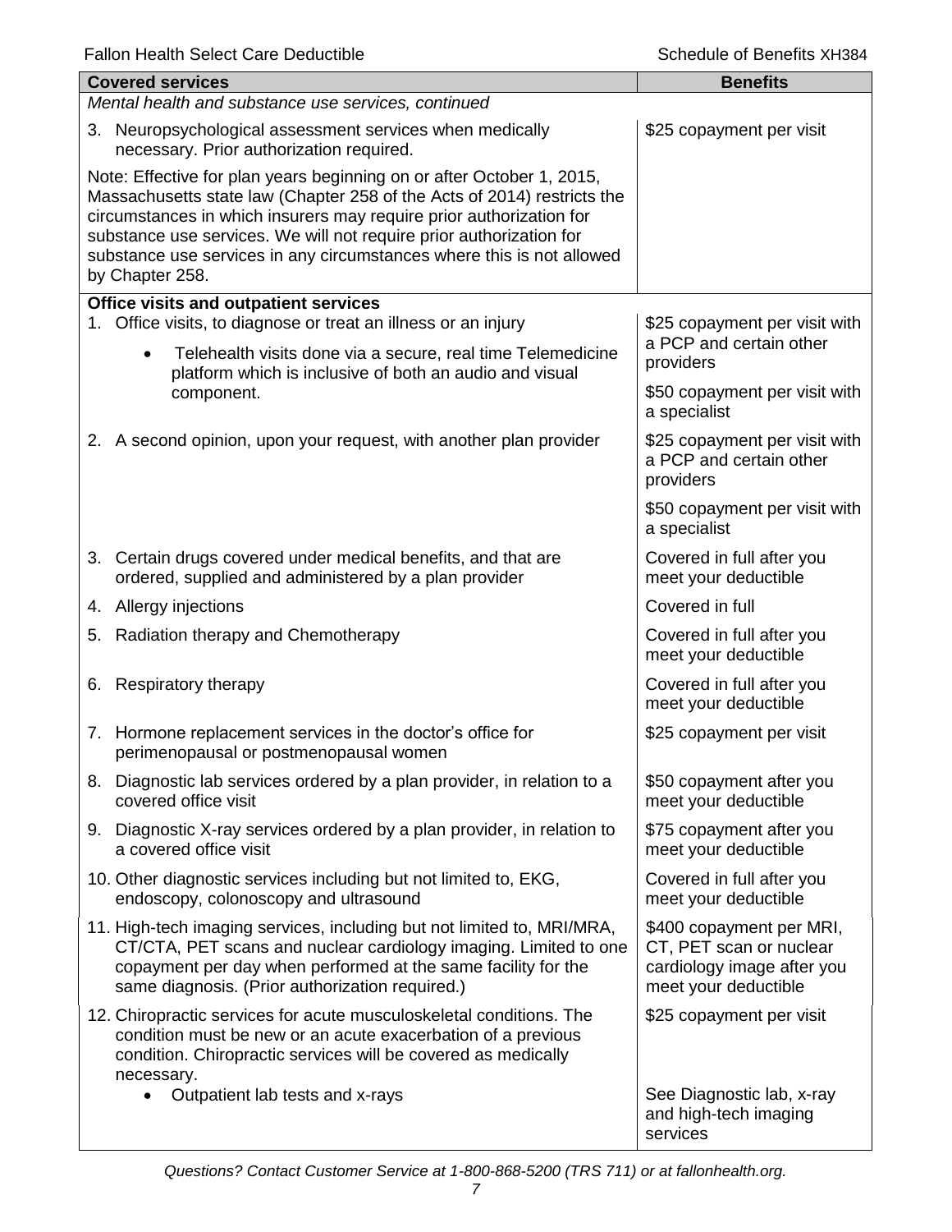| Covered services | Benefits |
| --- | --- |
| *Mental health and substance use services, continued* | |
| 3. Neuropsychological assessment services when medically necessary. Prior authorization required. | \$25 copayment per visit |
| Note: Effective for plan years beginning on or after October 1, 2015, Massachusetts state law (Chapter 258 of the Acts of 2014) restricts the circumstances in which insurers may require prior authorization for substance use services. We will not require prior authorization for substance use services in any circumstances where this is not allowed by Chapter 258. | |
| **Office visits and outpatient services** | |
| 1. Office visits, to diagnose or treat an illness or an injury<br>• Telehealth visits done via a secure, real time Telemedicine platform which is inclusive of both an audio and visual component. | \$25 copayment per visit with a PCP and certain other providers<br><br>\$50 copayment per visit with a specialist |
| 2. A second opinion, upon your request, with another plan provider | \$25 copayment per visit with a PCP and certain other providers<br><br>\$50 copayment per visit with a specialist |
| 3. Certain drugs covered under medical benefits, and that are ordered, supplied and administered by a plan provider | Covered in full after you meet your deductible |
| 4. Allergy injections | Covered in full |
| 5. Radiation therapy and Chemotherapy | Covered in full after you meet your deductible |
| 6. Respiratory therapy | Covered in full after you meet your deductible |
| 7. Hormone replacement services in the doctor's office for perimenopausal or postmenopausal women | \$25 copayment per visit |
| 8. Diagnostic lab services ordered by a plan provider, in relation to a covered office visit | \$50 copayment after you meet your deductible |
| 9. Diagnostic X-ray services ordered by a plan provider, in relation to a covered office visit | \$75 copayment after you meet your deductible |
| 10. Other diagnostic services including but not limited to, EKG, endoscopy, colonoscopy and ultrasound | Covered in full after you meet your deductible |
| 11. High-tech imaging services, including but not limited to, MRI/MRA, CT/CTA, PET scans and nuclear cardiology imaging. Limited to one copayment per day when performed at the same facility for the same diagnosis. (Prior authorization required.) | \$400 copayment per MRI, CT, PET scan or nuclear cardiology image after you meet your deductible |
| 12. Chiropractic services for acute musculoskeletal conditions. The condition must be new or an acute exacerbation of a previous condition. Chiropractic services will be covered as medically necessary. | \$25 copayment per visit |
| • Outpatient lab tests and x-rays | See Diagnostic lab, x-ray and high-tech imaging services |

*Questions? Contact Customer Service at 1-800-868-5200 (TRS 711) or at fallonhealth.org.*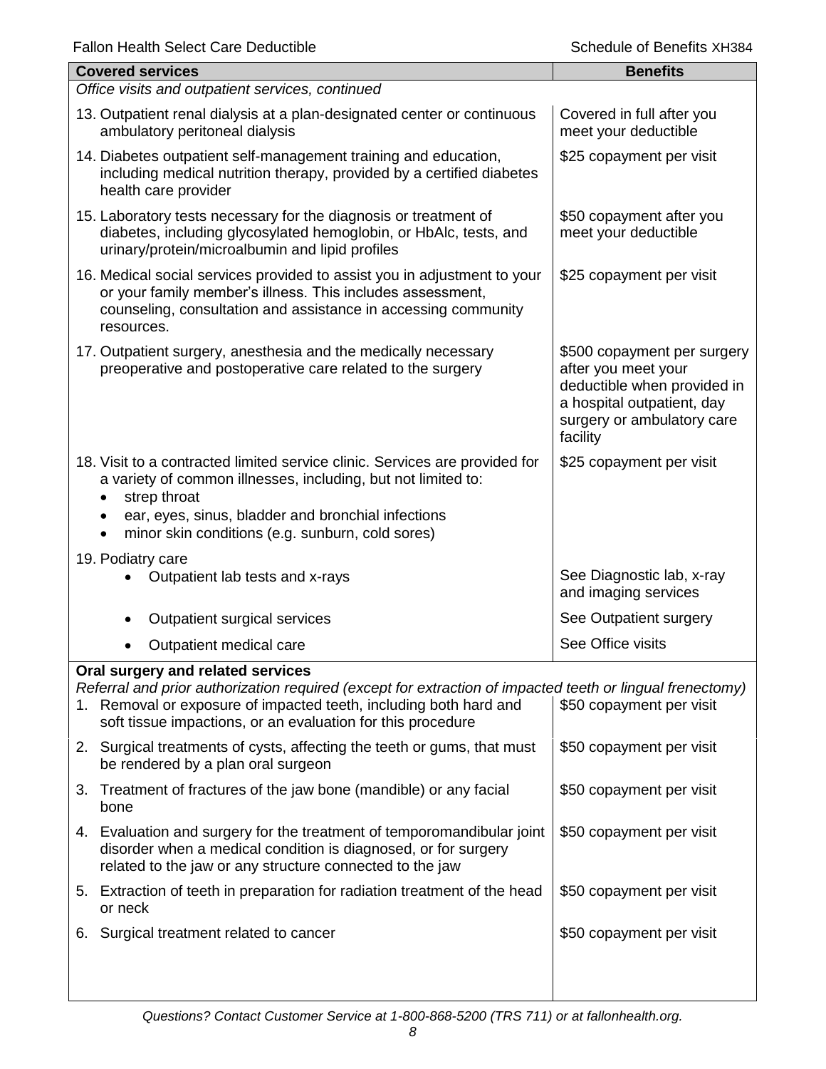| Covered services | Benefits |
|---|---|
| *Office visits and outpatient services, continued* | |
| 13. Outpatient renal dialysis at a plan-designated center or continuous ambulatory peritoneal dialysis | Covered in full after you meet your deductible |
| 14. Diabetes outpatient self-management training and education, including medical nutrition therapy, provided by a certified diabetes health care provider | \$25 copayment per visit |
| 15. Laboratory tests necessary for the diagnosis or treatment of diabetes, including glycosylated hemoglobin, or HbAlc, tests, and urinary/protein/microalbumin and lipid profiles | \$50 copayment after you meet your deductible |
| 16. Medical social services provided to assist you in adjustment to your or your family member's illness. This includes assessment, counseling, consultation and assistance in accessing community resources. | \$25 copayment per visit |
| 17. Outpatient surgery, anesthesia and the medically necessary preoperative and postoperative care related to the surgery | \$500 copayment per surgery after you meet your deductible when provided in a hospital outpatient, day surgery or ambulatory care facility |
| 18. Visit to a contracted limited service clinic. Services are provided for a variety of common illnesses, including, but not limited to:<br>• strep throat<br>• ear, eyes, sinus, bladder and bronchial infections<br>• minor skin conditions (e.g. sunburn, cold sores) | \$25 copayment per visit |
| 19. Podiatry care | |
| • Outpatient lab tests and x-rays | See Diagnostic lab, x-ray and imaging services |
| • Outpatient surgical services | See Outpatient surgery |
| • Outpatient medical care | See Office visits |
| **Oral surgery and related services**<br>*Referral and prior authorization required (except for extraction of impacted teeth or lingual frenectomy)* | |
| 1. Removal or exposure of impacted teeth, including both hard and soft tissue impactions, or an evaluation for this procedure | \$50 copayment per visit |
| 2. Surgical treatments of cysts, affecting the teeth or gums, that must be rendered by a plan oral surgeon | \$50 copayment per visit |
| 3. Treatment of fractures of the jaw bone (mandible) or any facial bone | \$50 copayment per visit |
| 4. Evaluation and surgery for the treatment of temporomandibular joint disorder when a medical condition is diagnosed, or for surgery related to the jaw or any structure connected to the jaw | \$50 copayment per visit |
| 5. Extraction of teeth in preparation for radiation treatment of the head or neck | \$50 copayment per visit |
| 6. Surgical treatment related to cancer | \$50 copayment per visit |

*Questions? Contact Customer Service at 1-800-868-5200 (TRS 711) or at fallonhealth.org.*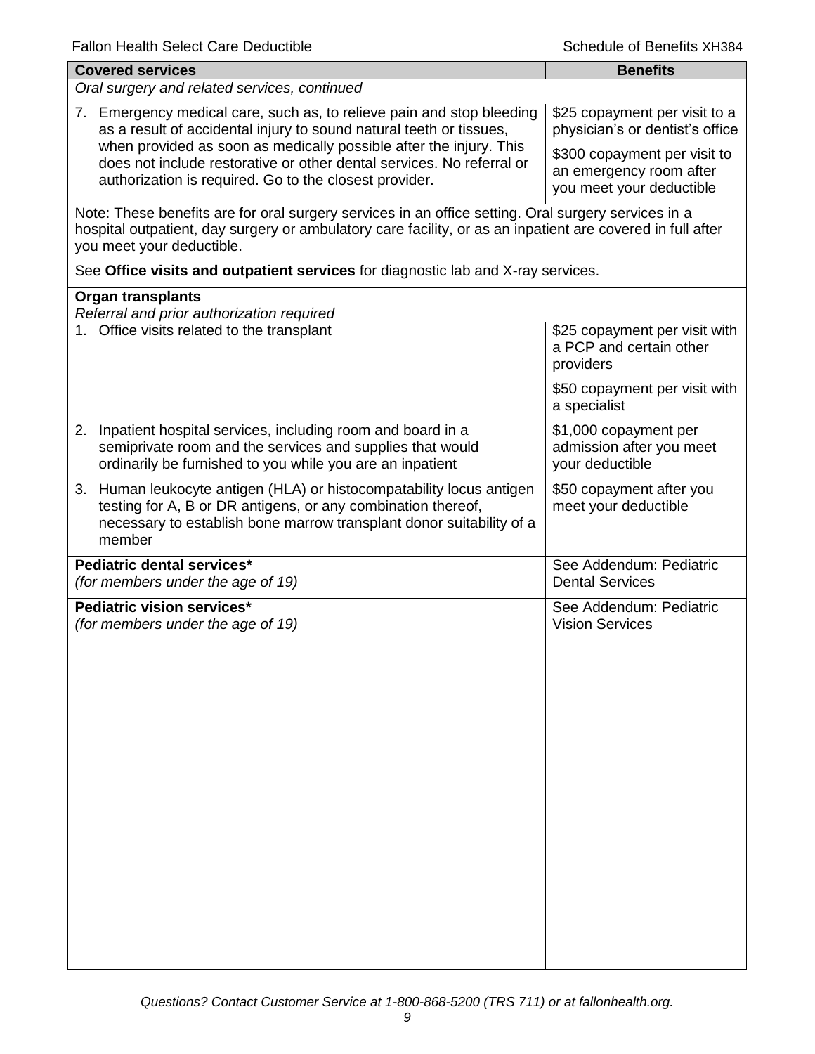| Covered services | Benefits |
|---|---|
| *Oral surgery and related services, continued* | |
| 7. Emergency medical care, such as, to relieve pain and stop bleeding as a result of accidental injury to sound natural teeth or tissues, when provided as soon as medically possible after the injury. This does not include restorative or other dental services. No referral or authorization is required. Go to the closest provider. | \$25 copayment per visit to a physician's or dentist's office<br><br>\$300 copayment per visit to an emergency room after you meet your deductible |
| Note: These benefits are for oral surgery services in an office setting. Oral surgery services in a hospital outpatient, day surgery or ambulatory care facility, or as an inpatient are covered in full after you meet your deductible.<br><br>See **Office visits and outpatient services** for diagnostic lab and X-ray services. | |
| **Organ transplants**<br>*Referral and prior authorization required*<br>1. Office visits related to the transplant | \$25 copayment per visit with a PCP and certain other providers<br><br>\$50 copayment per visit with a specialist |
| 2. Inpatient hospital services, including room and board in a semiprivate room and the services and supplies that would ordinarily be furnished to you while you are an inpatient | \$1,000 copayment per admission after you meet your deductible |
| 3. Human leukocyte antigen (HLA) or histocompatability locus antigen testing for A, B or DR antigens, or any combination thereof, necessary to establish bone marrow transplant donor suitability of a member | \$50 copayment after you meet your deductible |
| **Pediatric dental services***<br>*(for members under the age of 19)* | See Addendum: Pediatric Dental Services |
| **Pediatric vision services***<br>*(for members under the age of 19)* | See Addendum: Pediatric Vision Services |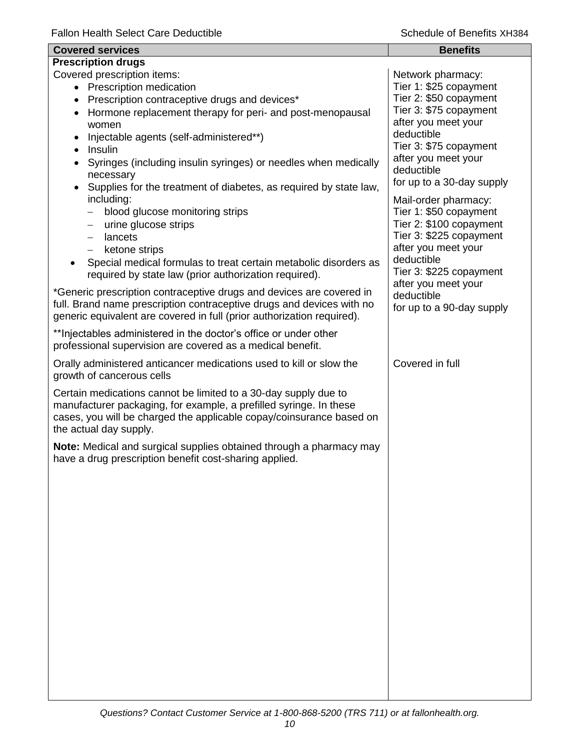| Covered services | Benefits |
|---|---|
| **Prescription drugs** | |
| Covered prescription items:<br>• Prescription medication<br>• Prescription contraceptive drugs and devices*<br>• Hormone replacement therapy for peri- and post-menopausal women<br>• Injectable agents (self-administered**)<br>• Insulin<br>• Syringes (including insulin syringes) or needles when medically necessary<br>• Supplies for the treatment of diabetes, as required by state law, including:<br>– blood glucose monitoring strips<br>– urine glucose strips<br>– lancets<br>– ketone strips<br>• Special medical formulas to treat certain metabolic disorders as required by state law (prior authorization required).<br><br>*Generic prescription contraceptive drugs and devices are covered in full. Brand name prescription contraceptive drugs and devices with no generic equivalent are covered in full (prior authorization required).<br><br>**Injectables administered in the doctor's office or under other professional supervision are covered as a medical benefit. | Network pharmacy:<br>Tier 1: $25 copayment<br>Tier 2: $50 copayment<br>Tier 3: $75 copayment after you meet your deductible<br>Tier 3: $75 copayment after you meet your deductible<br>for up to a 30-day supply<br><br>Mail-order pharmacy:<br>Tier 1: $50 copayment<br>Tier 2: $100 copayment<br>Tier 3: $225 copayment after you meet your deductible<br>Tier 3: $225 copayment after you meet your deductible<br>for up to a 90-day supply |
| Orally administered anticancer medications used to kill or slow the growth of cancerous cells<br><br>Certain medications cannot be limited to a 30-day supply due to manufacturer packaging, for example, a prefilled syringe. In these cases, you will be charged the applicable copay/coinsurance based on the actual day supply.<br><br>**Note:** Medical and surgical supplies obtained through a pharmacy may have a drug prescription benefit cost-sharing applied. | Covered in full |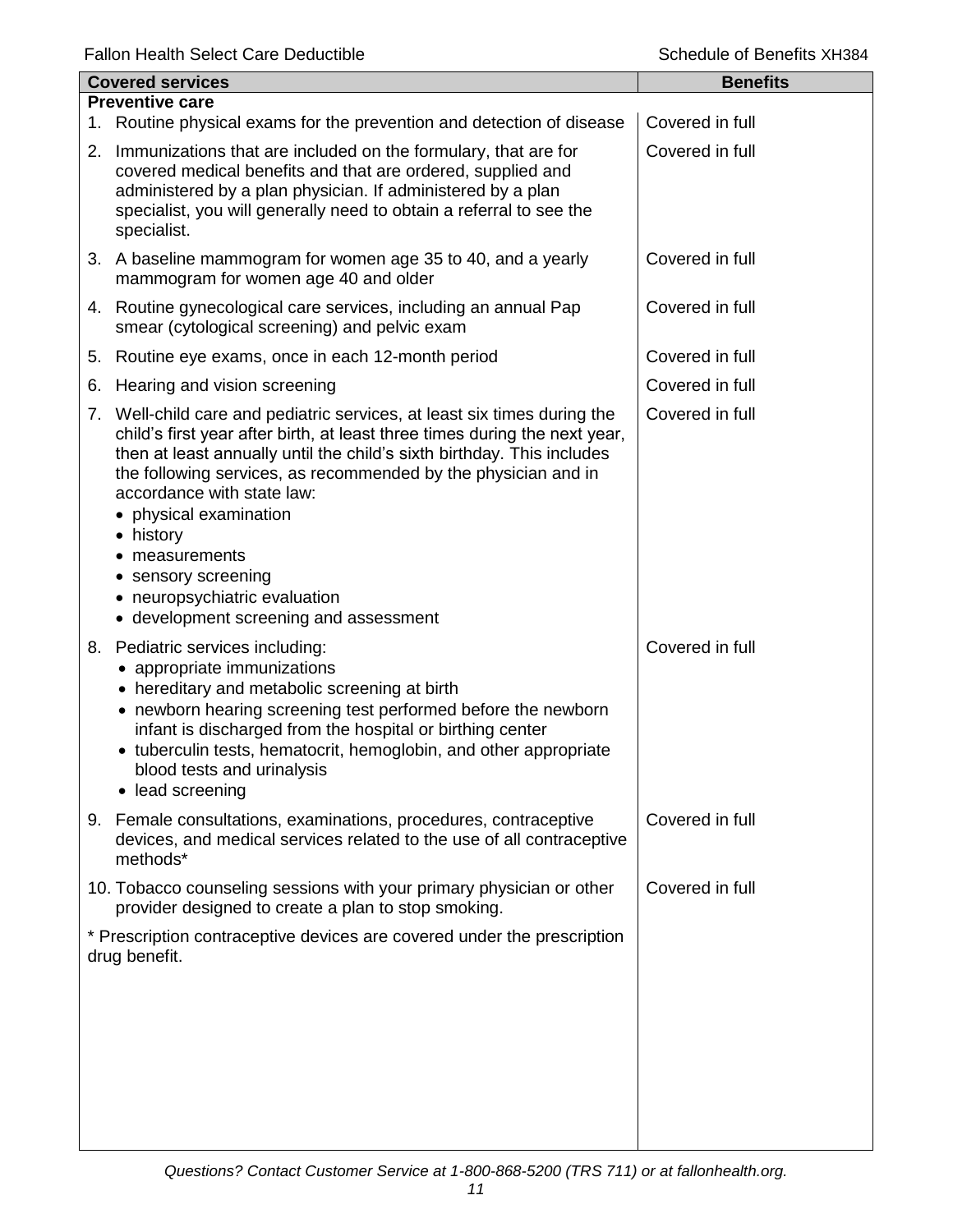| Covered services | Benefits |
|---|---|
| **Preventive care** | |
| 1. Routine physical exams for the prevention and detection of disease | Covered in full |
| 2. Immunizations that are included on the formulary, that are for covered medical benefits and that are ordered, supplied and administered by a plan physician. If administered by a plan specialist, you will generally need to obtain a referral to see the specialist. | Covered in full |
| 3. A baseline mammogram for women age 35 to 40, and a yearly mammogram for women age 40 and older | Covered in full |
| 4. Routine gynecological care services, including an annual Pap smear (cytological screening) and pelvic exam | Covered in full |
| 5. Routine eye exams, once in each 12-month period | Covered in full |
| 6. Hearing and vision screening | Covered in full |
| 7. Well-child care and pediatric services, at least six times during the child's first year after birth, at least three times during the next year, then at least annually until the child's sixth birthday. This includes the following services, as recommended by the physician and in accordance with state law:<br>• physical examination<br>• history<br>• measurements<br>• sensory screening<br>• neuropsychiatric evaluation<br>• development screening and assessment | Covered in full |
| 8. Pediatric services including:<br>• appropriate immunizations<br>• hereditary and metabolic screening at birth<br>• newborn hearing screening test performed before the newborn infant is discharged from the hospital or birthing center<br>• tuberculin tests, hematocrit, hemoglobin, and other appropriate blood tests and urinalysis<br>• lead screening | Covered in full |
| 9. Female consultations, examinations, procedures, contraceptive devices, and medical services related to the use of all contraceptive methods* | Covered in full |
| 10. Tobacco counseling sessions with your primary physician or other provider designed to create a plan to stop smoking. | Covered in full |
| * Prescription contraceptive devices are covered under the prescription drug benefit. | |

*Questions? Contact Customer Service at 1-800-868-5200 (TRS 711) or at fallonhealth.org.*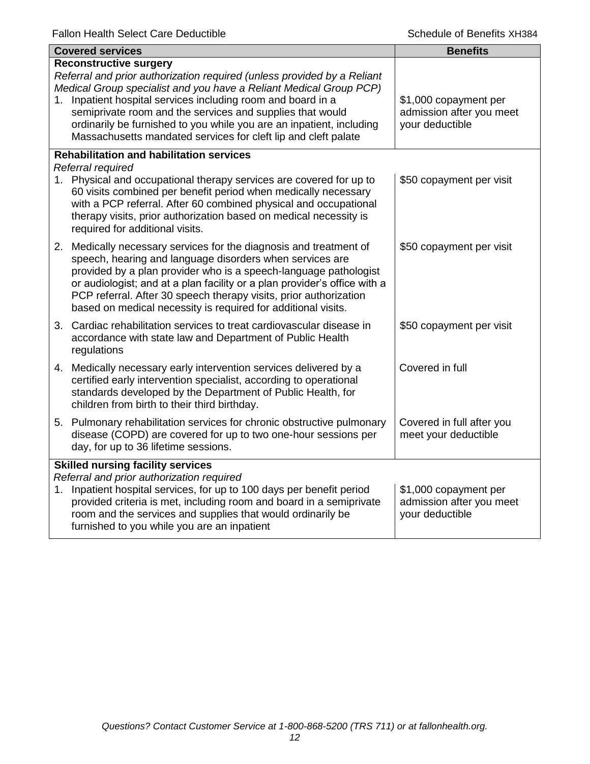| Covered services | Benefits |
|---|---|
| **Reconstructive surgery**<br>*Referral and prior authorization required (unless provided by a Reliant Medical Group specialist and you have a Reliant Medical Group PCP)* | |
| 1. Inpatient hospital services including room and board in a semiprivate room and the services and supplies that would ordinarily be furnished to you while you are an inpatient, including Massachusetts mandated services for cleft lip and cleft palate | $1,000 copayment per admission after you meet your deductible |
| **Rehabilitation and habilitation services**<br>*Referral required* | |
| 1. Physical and occupational therapy services are covered for up to 60 visits combined per benefit period when medically necessary with a PCP referral. After 60 combined physical and occupational therapy visits, prior authorization based on medical necessity is required for additional visits. | $50 copayment per visit |
| 2. Medically necessary services for the diagnosis and treatment of speech, hearing and language disorders when services are provided by a plan provider who is a speech-language pathologist or audiologist; and at a plan facility or a plan provider's office with a PCP referral. After 30 speech therapy visits, prior authorization based on medical necessity is required for additional visits. | $50 copayment per visit |
| 3. Cardiac rehabilitation services to treat cardiovascular disease in accordance with state law and Department of Public Health regulations | $50 copayment per visit |
| 4. Medically necessary early intervention services delivered by a certified early intervention specialist, according to operational standards developed by the Department of Public Health, for children from birth to their third birthday. | Covered in full |
| 5. Pulmonary rehabilitation services for chronic obstructive pulmonary disease (COPD) are covered for up to two one-hour sessions per day, for up to 36 lifetime sessions. | Covered in full after you meet your deductible |
| **Skilled nursing facility services**<br>*Referral and prior authorization required* | |
| 1. Inpatient hospital services, for up to 100 days per benefit period provided criteria is met, including room and board in a semiprivate room and the services and supplies that would ordinarily be furnished to you while you are an inpatient | $1,000 copayment per admission after you meet your deductible |

*Questions? Contact Customer Service at 1-800-868-5200 (TRS 711) or at fallonhealth.org.*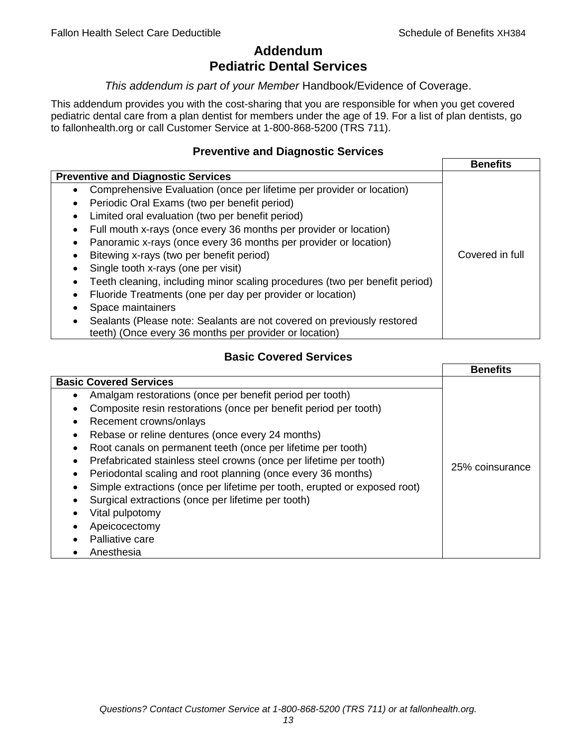# Addendum
# Pediatric Dental Services

*This addendum is part of your Member* Handbook/Evidence of Coverage.

This addendum provides you with the cost-sharing that you are responsible for when you get covered pediatric dental care from a plan dentist for members under the age of 19. For a list of plan dentists, go to fallonhealth.org or call Customer Service at 1-800-868-5200 (TRS 711).

### Preventive and Diagnostic Services

| **Preventive and Diagnostic Services** | **Benefits** |
|---|---|
| • Comprehensive Evaluation (once per lifetime per provider or location)<br>• Periodic Oral Exams (two per benefit period)<br>• Limited oral evaluation (two per benefit period)<br>• Full mouth x-rays (once every 36 months per provider or location)<br>• Panoramic x-rays (once every 36 months per provider or location)<br>• Bitewing x-rays (two per benefit period)<br>• Single tooth x-rays (one per visit)<br>• Teeth cleaning, including minor scaling procedures (two per benefit period)<br>• Fluoride Treatments (one per day per provider or location)<br>• Space maintainers<br>• Sealants (Please note: Sealants are not covered on previously restored teeth) (Once every 36 months per provider or location) | Covered in full |

### Basic Covered Services

| **Basic Covered Services** | **Benefits** |
|---|---|
| • Amalgam restorations (once per benefit period per tooth)<br>• Composite resin restorations (once per benefit period per tooth)<br>• Recement crowns/onlays<br>• Rebase or reline dentures (once every 24 months)<br>• Root canals on permanent teeth (once per lifetime per tooth)<br>• Prefabricated stainless steel crowns (once per lifetime per tooth)<br>• Periodontal scaling and root planning (once every 36 months)<br>• Simple extractions (once per lifetime per tooth, erupted or exposed root)<br>• Surgical extractions (once per lifetime per tooth)<br>• Vital pulpotomy<br>• Apeicocectomy<br>• Palliative care<br>• Anesthesia | 25% coinsurance |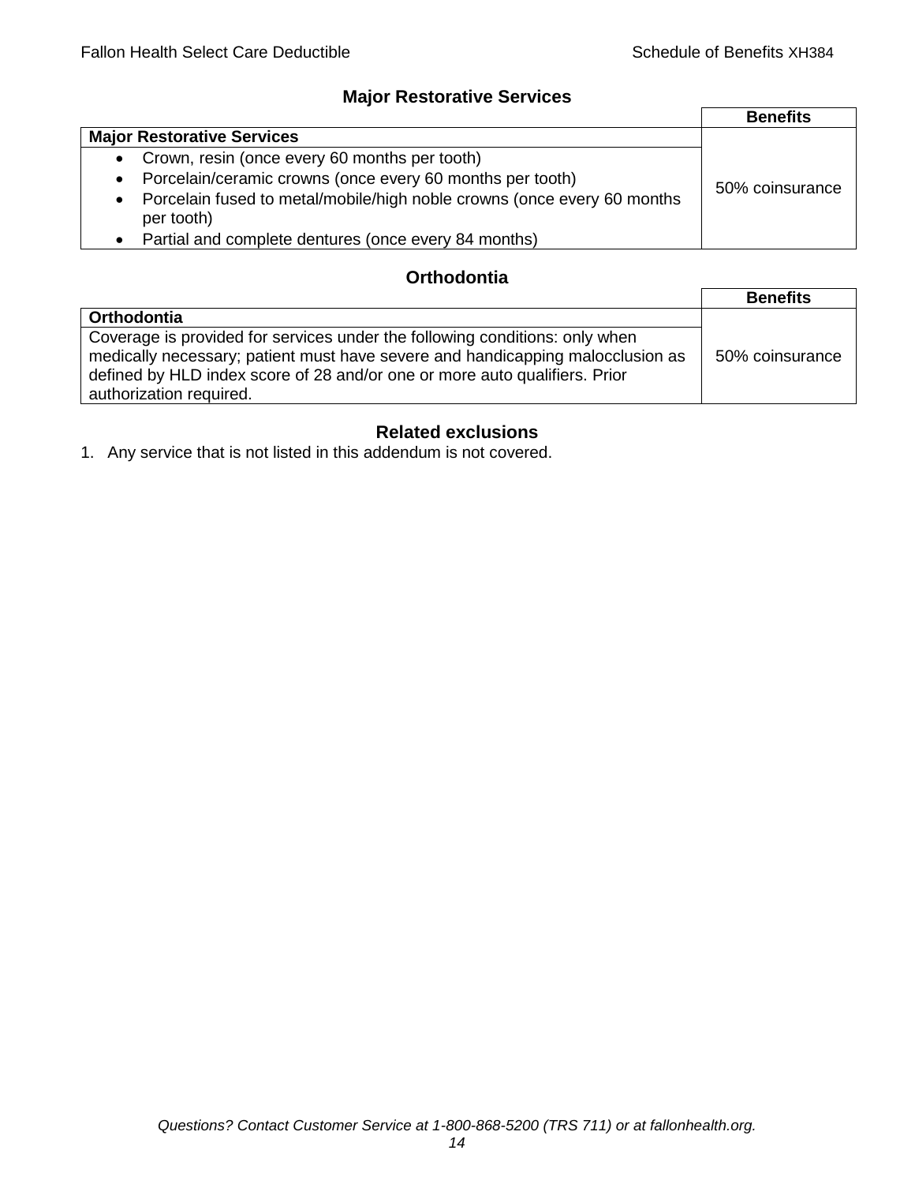## Major Restorative Services

| | Benefits |
|---|---|
| **Major Restorative Services** | |
| • Crown, resin (once every 60 months per tooth)<br>• Porcelain/ceramic crowns (once every 60 months per tooth)<br>• Porcelain fused to metal/mobile/high noble crowns (once every 60 months per tooth)<br>• Partial and complete dentures (once every 84 months) | 50% coinsurance |

## Orthodontia

| | Benefits |
|---|---|
| **Orthodontia** | |
| Coverage is provided for services under the following conditions: only when medically necessary; patient must have severe and handicapping malocclusion as defined by HLD index score of 28 and/or one or more auto qualifiers. Prior authorization required. | 50% coinsurance |

## Related exclusions

1. Any service that is not listed in this addendum is not covered.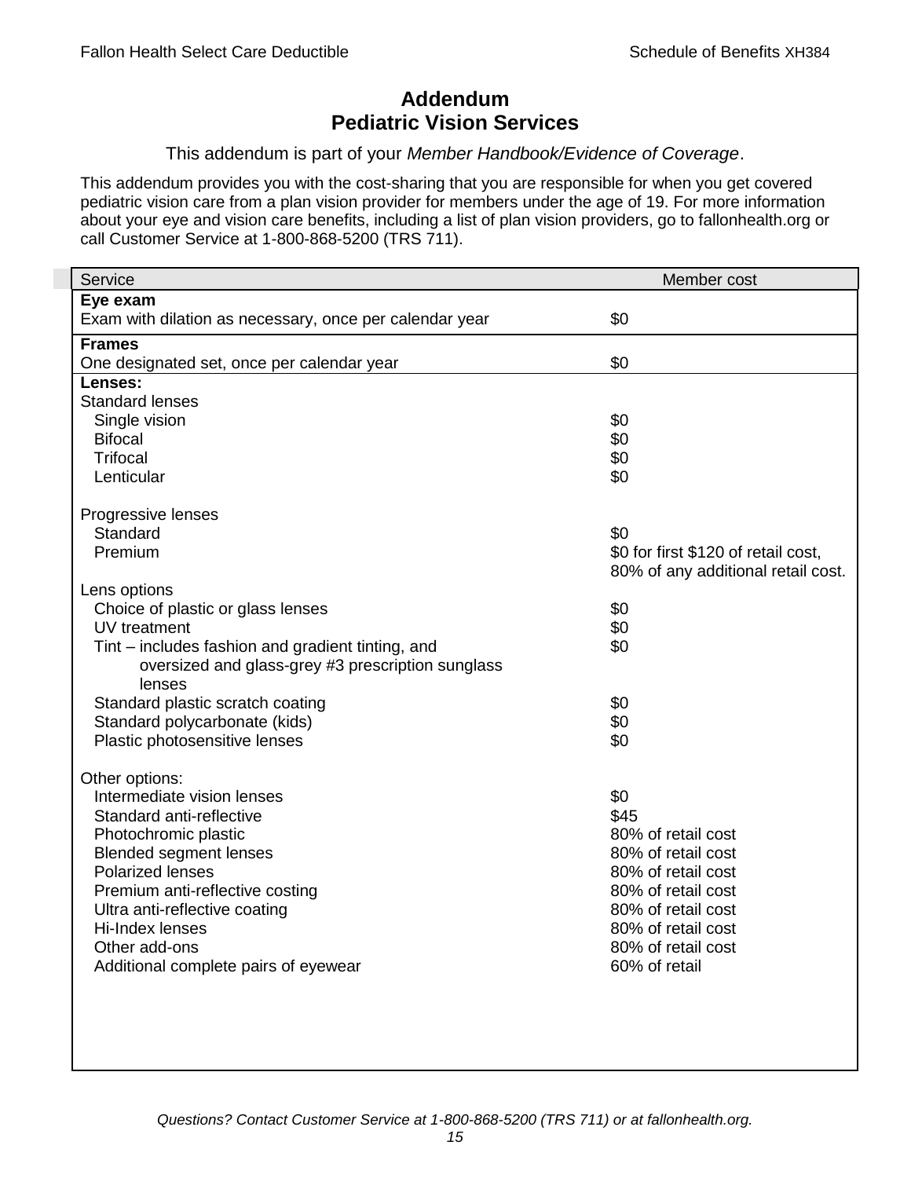# Addendum
# Pediatric Vision Services

This addendum is part of your *Member Handbook/Evidence of Coverage*.

This addendum provides you with the cost-sharing that you are responsible for when you get covered pediatric vision care from a plan vision provider for members under the age of 19. For more information about your eye and vision care benefits, including a list of plan vision providers, go to fallonhealth.org or call Customer Service at 1-800-868-5200 (TRS 711).

| Service | Member cost |
|---|---|
| **Eye exam** | |
| Exam with dilation as necessary, once per calendar year | $0 |
| **Frames** | |
| One designated set, once per calendar year | $0 |
| **Lenses:** | |
| Standard lenses | |
| Single vision | $0 |
| Bifocal | $0 |
| Trifocal | $0 |
| Lenticular | $0 |
| Progressive lenses | |
| Standard | $0 |
| Premium | $0 for first $120 of retail cost, 80% of any additional retail cost. |
| Lens options | |
| Choice of plastic or glass lenses | $0 |
| UV treatment | $0 |
| Tint – includes fashion and gradient tinting, and oversized and glass-grey #3 prescription sunglass lenses | $0 |
| Standard plastic scratch coating | $0 |
| Standard polycarbonate (kids) | $0 |
| Plastic photosensitive lenses | $0 |
| Other options: | |
| Intermediate vision lenses | $0 |
| Standard anti-reflective | $45 |
| Photochromic plastic | 80% of retail cost |
| Blended segment lenses | 80% of retail cost |
| Polarized lenses | 80% of retail cost |
| Premium anti-reflective costing | 80% of retail cost |
| Ultra anti-reflective coating | 80% of retail cost |
| Hi-Index lenses | 80% of retail cost |
| Other add-ons | 80% of retail cost |
| Additional complete pairs of eyewear | 60% of retail |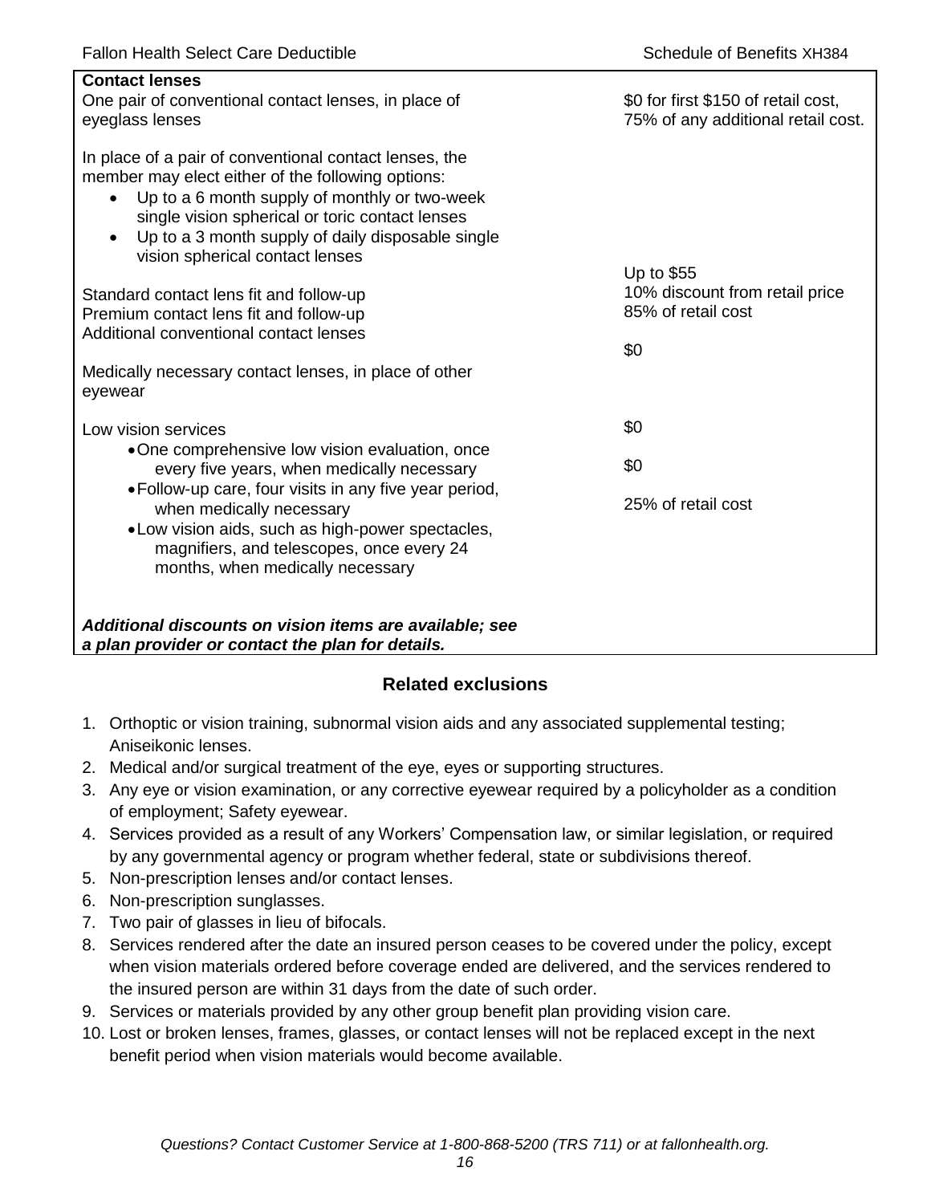| Contact lenses | |
| --- | --- |
| One pair of conventional contact lenses, in place of eyeglass lenses | $0 for first $150 of retail cost, 75% of any additional retail cost. |
| In place of a pair of conventional contact lenses, the member may elect either of the following options:<br>• Up to a 6 month supply of monthly or two-week single vision spherical or toric contact lenses<br>• Up to a 3 month supply of daily disposable single vision spherical contact lenses | |
| Standard contact lens fit and follow-up | Up to $55 |
| Premium contact lens fit and follow-up | 10% discount from retail price |
| Additional conventional contact lenses | 85% of retail cost |
| Medically necessary contact lenses, in place of other eyewear | $0 |
| Low vision services | |
| • One comprehensive low vision evaluation, once every five years, when medically necessary | $0 |
| • Follow-up care, four visits in any five year period, when medically necessary | $0 |
| • Low vision aids, such as high-power spectacles, magnifiers, and telescopes, once every 24 months, when medically necessary | 25% of retail cost |
| ***Additional discounts on vision items are available; see a plan provider or contact the plan for details.*** | |

## Related exclusions

1. Orthoptic or vision training, subnormal vision aids and any associated supplemental testing; Aniseikonic lenses.
2. Medical and/or surgical treatment of the eye, eyes or supporting structures.
3. Any eye or vision examination, or any corrective eyewear required by a policyholder as a condition of employment; Safety eyewear.
4. Services provided as a result of any Workers' Compensation law, or similar legislation, or required by any governmental agency or program whether federal, state or subdivisions thereof.
5. Non-prescription lenses and/or contact lenses.
6. Non-prescription sunglasses.
7. Two pair of glasses in lieu of bifocals.
8. Services rendered after the date an insured person ceases to be covered under the policy, except when vision materials ordered before coverage ended are delivered, and the services rendered to the insured person are within 31 days from the date of such order.
9. Services or materials provided by any other group benefit plan providing vision care.
10. Lost or broken lenses, frames, glasses, or contact lenses will not be replaced except in the next benefit period when vision materials would become available.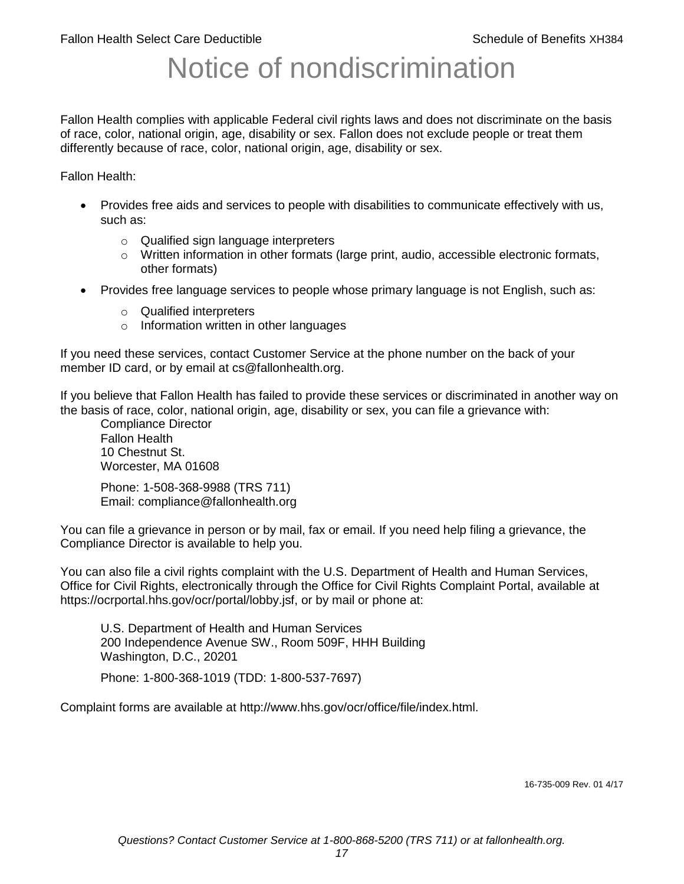# Notice of nondiscrimination

Fallon Health complies with applicable Federal civil rights laws and does not discriminate on the basis of race, color, national origin, age, disability or sex. Fallon does not exclude people or treat them differently because of race, color, national origin, age, disability or sex.

Fallon Health:

- Provides free aids and services to people with disabilities to communicate effectively with us, such as:
  - Qualified sign language interpreters
  - Written information in other formats (large print, audio, accessible electronic formats, other formats)
- Provides free language services to people whose primary language is not English, such as:
  - Qualified interpreters
  - Information written in other languages

If you need these services, contact Customer Service at the phone number on the back of your member ID card, or by email at cs@fallonhealth.org.

If you believe that Fallon Health has failed to provide these services or discriminated in another way on the basis of race, color, national origin, age, disability or sex, you can file a grievance with:

Compliance Director
Fallon Health
10 Chestnut St.
Worcester, MA 01608

Phone: 1-508-368-9988 (TRS 711)
Email: compliance@fallonhealth.org

You can file a grievance in person or by mail, fax or email. If you need help filing a grievance, the Compliance Director is available to help you.

You can also file a civil rights complaint with the U.S. Department of Health and Human Services, Office for Civil Rights, electronically through the Office for Civil Rights Complaint Portal, available at https://ocrportal.hhs.gov/ocr/portal/lobby.jsf, or by mail or phone at:

U.S. Department of Health and Human Services
200 Independence Avenue SW., Room 509F, HHH Building
Washington, D.C., 20201

Phone: 1-800-368-1019 (TDD: 1-800-537-7697)

Complaint forms are available at http://www.hhs.gov/ocr/office/file/index.html.

16-735-009 Rev. 01 4/17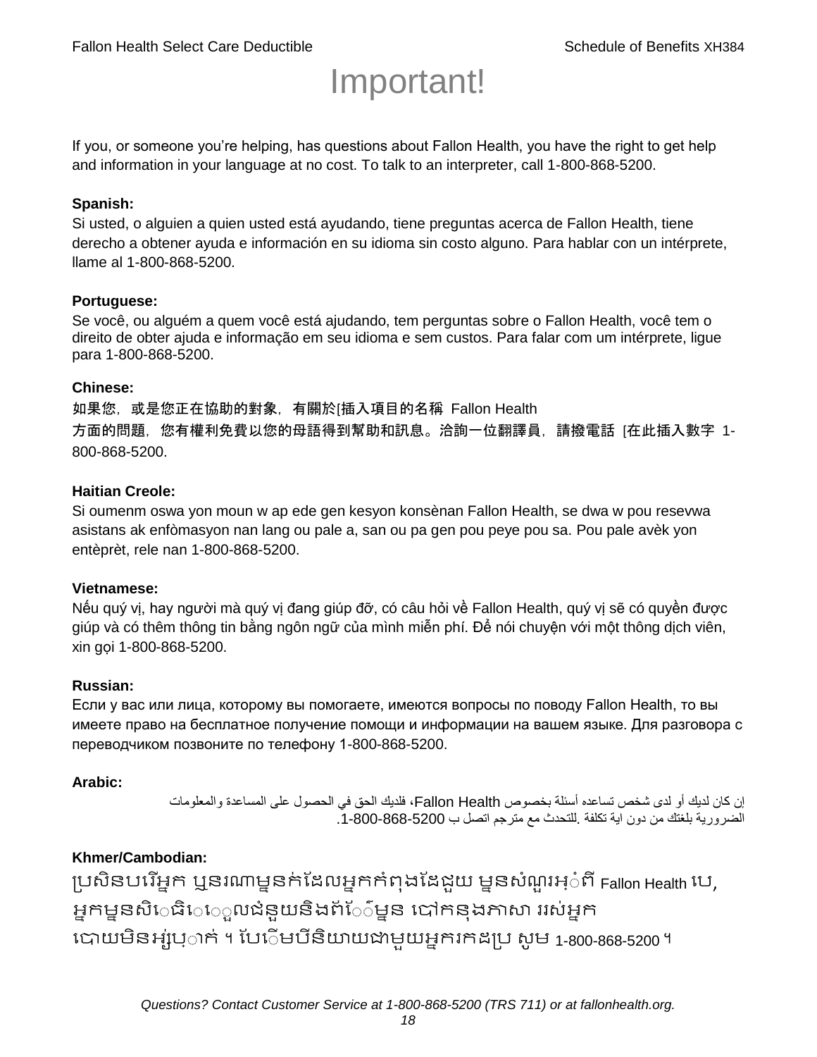# Important!

If you, or someone you're helping, has questions about Fallon Health, you have the right to get help and information in your language at no cost. To talk to an interpreter, call 1-800-868-5200.

**Spanish:**
Si usted, o alguien a quien usted está ayudando, tiene preguntas acerca de Fallon Health, tiene derecho a obtener ayuda e información en su idioma sin costo alguno. Para hablar con un intérprete, llame al 1-800-868-5200.

**Portuguese:**
Se você, ou alguém a quem você está ajudando, tem perguntas sobre o Fallon Health, você tem o direito de obter ajuda e informação em seu idioma e sem custos. Para falar com um intérprete, ligue para 1-800-868-5200.

**Chinese:**
如果您，或是您正在協助的對象，有關於[插入項目的名稱 Fallon Health 方面的問題，您有權利免費以您的母語得到幫助和訊息。洽詢一位翻譯員，請撥電話 [在此插入數字 1-800-868-5200.

**Haitian Creole:**
Si oumenm oswa yon moun w ap ede gen kesyon konsènan Fallon Health, se dwa w pou resevwa asistans ak enfòmasyon nan lang ou pale a, san ou pa gen pou peye pou sa. Pou pale avèk yon entèprèt, rele nan 1-800-868-5200.

**Vietnamese:**
Nếu quý vị, hay người mà quý vị đang giúp đỡ, có câu hỏi về Fallon Health, quý vị sẽ có quyền được giúp và có thêm thông tin bằng ngôn ngữ của mình miễn phí. Để nói chuyện với một thông dịch viên, xin gọi 1-800-868-5200.

**Russian:**
Если у вас или лица, которому вы помогаете, имеются вопросы по поводу Fallon Health, то вы имеете право на бесплатное получение помощи и информации на вашем языке. Для разговора с переводчиком позвоните по телефону 1-800-868-5200.

**Arabic:**
إن كان لديك أو لدى شخص تساعده أسئلة بخصوص Fallon Health، فلديك الحق في الحصول على المساعدة والمعلومات الضرورية بلغتك من دون اية تكلفة .للتحدث مع مترجم اتصل ب 1-800-868-5200.

**Khmer/Cambodian:**
ប្រសិនបរើអ្នក ឬនរណាម្នក់ដែលអ្នកកំពុងដែជួយ ម្នសំណួរអ្ំពី Fallon Health បេ, អ្នកម្នសិេធិេេួលជំនួយនិងព័េ៌ម្នន បៅកនុងភាសា ររស់អ្នក បោយមិនអ្ស់បុ្ាក់ ។ បែេិមបីនិយាយជាមួយអ្នករកដប្រ សូម 1-800-868-5200 ។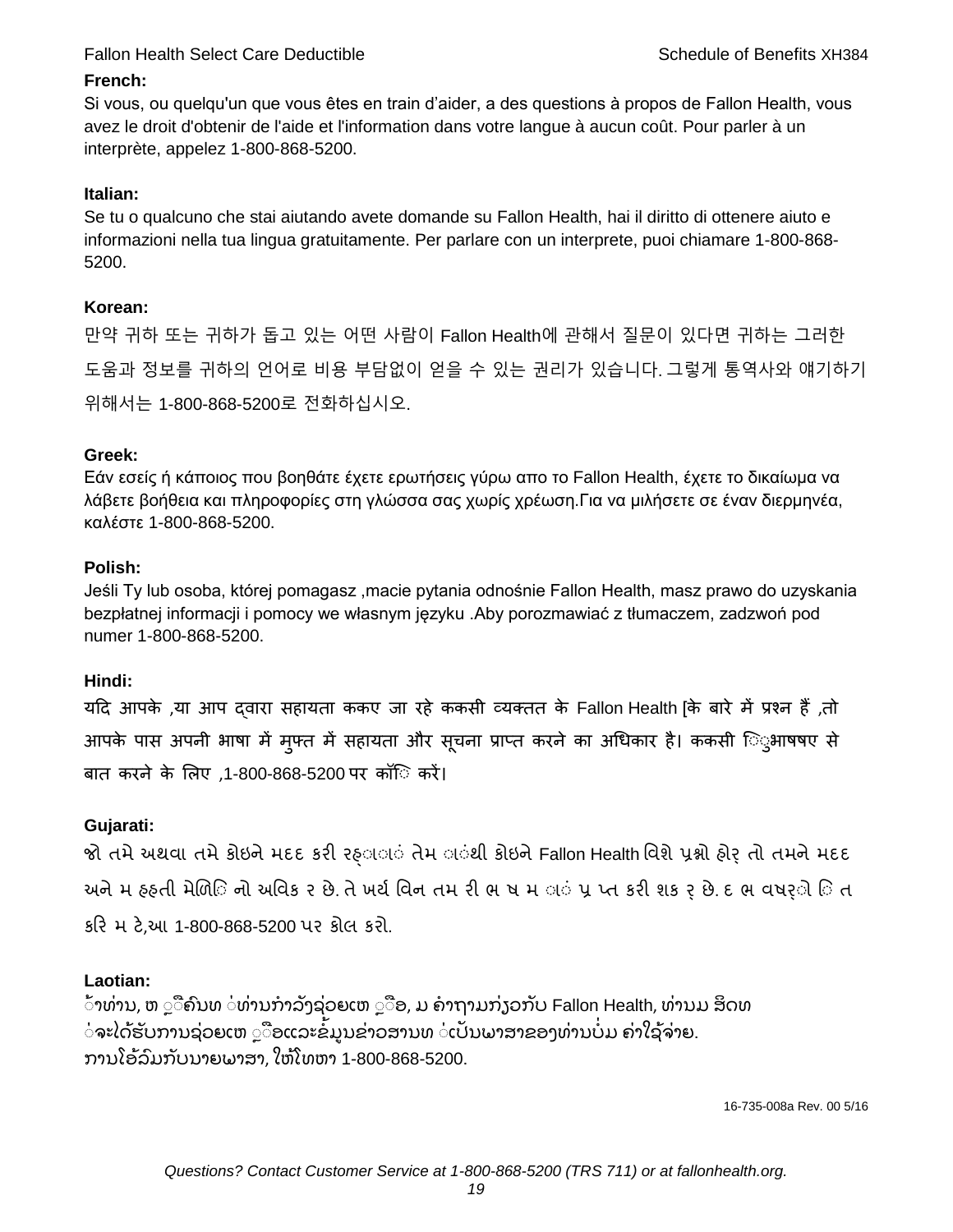**French:**

Si vous, ou quelqu'un que vous êtes en train d'aider, a des questions à propos de Fallon Health, vous avez le droit d'obtenir de l'aide et l'information dans votre langue à aucun coût. Pour parler à un interprète, appelez 1-800-868-5200.

**Italian:**

Se tu o qualcuno che stai aiutando avete domande su Fallon Health, hai il diritto di ottenere aiuto e informazioni nella tua lingua gratuitamente. Per parlare con un interprete, puoi chiamare 1-800-868-5200.

**Korean:**

만약 귀하 또는 귀하가 돕고 있는 어떤 사람이 Fallon Health에 관해서 질문이 있다면 귀하는 그러한 도움과 정보를 귀하의 언어로 비용 부담없이 얻을 수 있는 권리가 있습니다. 그렇게 통역사와 얘기하기 위해서는 1-800-868-5200로 전화하십시오.

**Greek:**

Εάν εσείς ή κάποιος που βοηθάτε έχετε ερωτήσεις γύρω απο το Fallon Health, έχετε το δικαίωμα να λάβετε βοήθεια και πληροφορίες στη γλώσσα σας χωρίς χρέωση.Για να μιλήσετε σε έναν διερμηνέα, καλέστε 1-800-868-5200.

**Polish:**

Jeśli Ty lub osoba, której pomagasz ,macie pytania odnośnie Fallon Health, masz prawo do uzyskania bezpłatnej informacji i pomocy we własnym języku .Aby porozmawiać z tłumaczem, zadzwoń pod numer 1-800-868-5200.

**Hindi:**

यदि आपके ,या आप द्वारा सहायता ककए जा रहे ककसी व्यक्तत के Fallon Health [के बारे में प्रश्न हैं ,तो आपके पास अपनी भाषा में मुफ्त में सहायता और सूचना प्राप्त करने का अधिकार है। ककसी िुभाषषए से बात करने के लिए ,1-800-868-5200 पर कॉि करें।

**Gujarati:**

જો તમે અથવા તમે કોઇને મદદ કરી રહ્યાં તેમ ાંથી કોઇને Fallon Health વિશે પ્રશ્નો હોર્ તો તમને મદદ અને મ હિતી મેળિિ નો અવિક ર છે. તે ખર્ચ વિન તમ રી ભ ષ મ ાં પ્ર પ્ત કરી શક ર્ છે. દ ભ વષર્ો િ ત કરિ મ ટે,આ 1-800-868-5200 પર કોલ કરો.

**Laotian:**

ຖ້າທ່ານ, ຫ ຼືຄົນທ ່ທ່ານກໍາລັງຊ່ວຍເຫ ຼືອ, ມ ຄໍາຖາມກ່ຽວກັບ Fallon Health, ທ່ານມ ສິດທ ່ຈະໄດ້ຮັບການຊ່ວຍເຫ ຼືອແລະຂໍ້ມູນຂ່າວສານທ ່ເປັນພາສາຂອງທ່ານບໍ່ມ ຄ່າໃຊ້ຈ່າຍ. ການໂອ້ລົມກັບນາຍພາສາ, ໃຫ້ໂທຫາ 1-800-868-5200.

16-735-008a Rev. 00 5/16